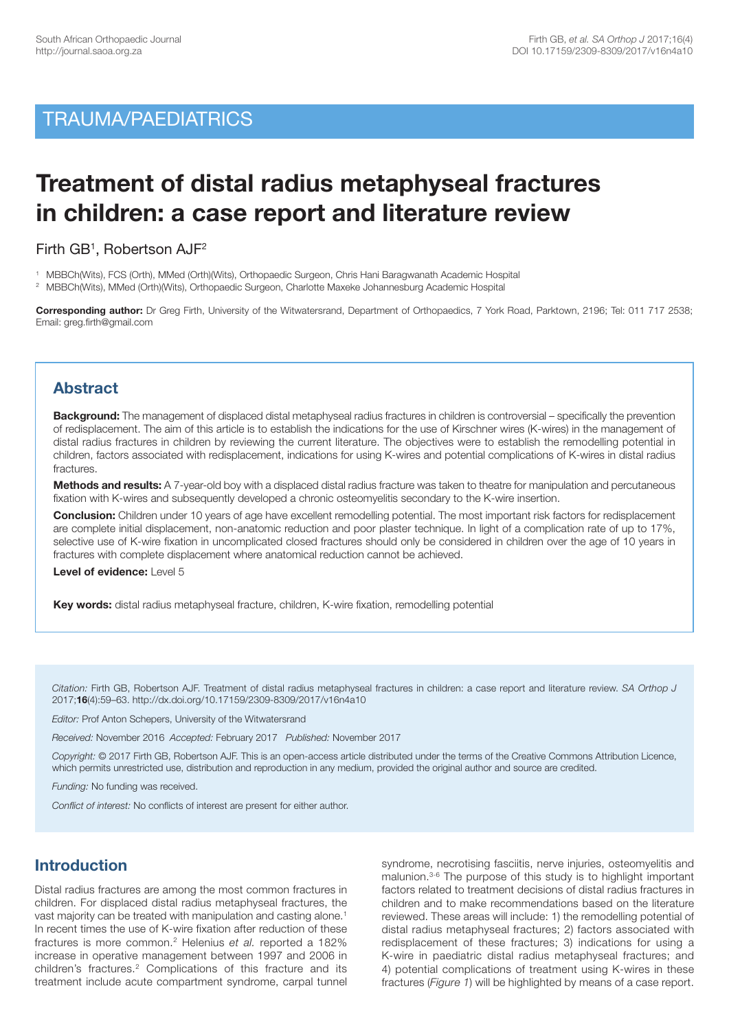## TRAUMA/PAEDIATRICS

# Treatment of distal radius metaphyseal fractures in children: a case report and literature review

Firth GB[1], Robertson AJF[2]

[1] MBBCh(Wits), FCS (Orth), MMed (Orth)(Wits), Orthopaedic Surgeon, Chris Hani Baragwanath Academic Hospital
[2] MBBCh(Wits), MMed (Orth)(Wits), Orthopaedic Surgeon, Charlotte Maxeke Johannesburg Academic Hospital

**Corresponding author:** Dr Greg Firth, University of the Witwatersrand, Department of Orthopaedics, 7 York Road, Parktown, 2196; Tel: 011 717 2538; Email: greg.firth@gmail.com

## Abstract

**Background:** The management of displaced distal metaphyseal radius fractures in children is controversial – specifically the prevention of redisplacement. The aim of this article is to establish the indications for the use of Kirschner wires (K-wires) in the management of distal radius fractures in children by reviewing the current literature. The objectives were to establish the remodelling potential in children, factors associated with redisplacement, indications for using K-wires and potential complications of K-wires in distal radius fractures.

**Methods and results:** A 7-year-old boy with a displaced distal radius fracture was taken to theatre for manipulation and percutaneous fixation with K-wires and subsequently developed a chronic osteomyelitis secondary to the K-wire insertion.

**Conclusion:** Children under 10 years of age have excellent remodelling potential. The most important risk factors for redisplacement are complete initial displacement, non-anatomic reduction and poor plaster technique. In light of a complication rate of up to 17%, selective use of K-wire fixation in uncomplicated closed fractures should only be considered in children over the age of 10 years in fractures with complete displacement where anatomical reduction cannot be achieved.

**Level of evidence:** Level 5

**Key words:** distal radius metaphyseal fracture, children, K-wire fixation, remodelling potential

*Citation:* Firth GB, Robertson AJF. Treatment of distal radius metaphyseal fractures in children: a case report and literature review. *SA Orthop J* 2017;**16**(4):59–63. http://dx.doi.org/10.17159/2309-8309/2017/v16n4a10

*Editor:* Prof Anton Schepers, University of the Witwatersrand

*Received:* November 2016 *Accepted:* February 2017 *Published:* November 2017

*Copyright:* © 2017 Firth GB, Robertson AJF. This is an open-access article distributed under the terms of the Creative Commons Attribution Licence, which permits unrestricted use, distribution and reproduction in any medium, provided the original author and source are credited.

*Funding:* No funding was received.

*Conflict of interest:* No conflicts of interest are present for either author.

## Introduction

Distal radius fractures are among the most common fractures in children. For displaced distal radius metaphyseal fractures, the vast majority can be treated with manipulation and casting alone.[1] In recent times the use of K-wire fixation after reduction of these fractures is more common.[2] Helenius *et al.* reported a 182% increase in operative management between 1997 and 2006 in children's fractures.[2] Complications of this fracture and its treatment include acute compartment syndrome, carpal tunnel syndrome, necrotising fasciitis, nerve injuries, osteomyelitis and malunion.[3-6] The purpose of this study is to highlight important factors related to treatment decisions of distal radius fractures in children and to make recommendations based on the literature reviewed. These areas will include: 1) the remodelling potential of distal radius metaphyseal fractures; 2) factors associated with redisplacement of these fractures; 3) indications for using a K-wire in paediatric distal radius metaphyseal fractures; and 4) potential complications of treatment using K-wires in these fractures (*Figure 1*) will be highlighted by means of a case report.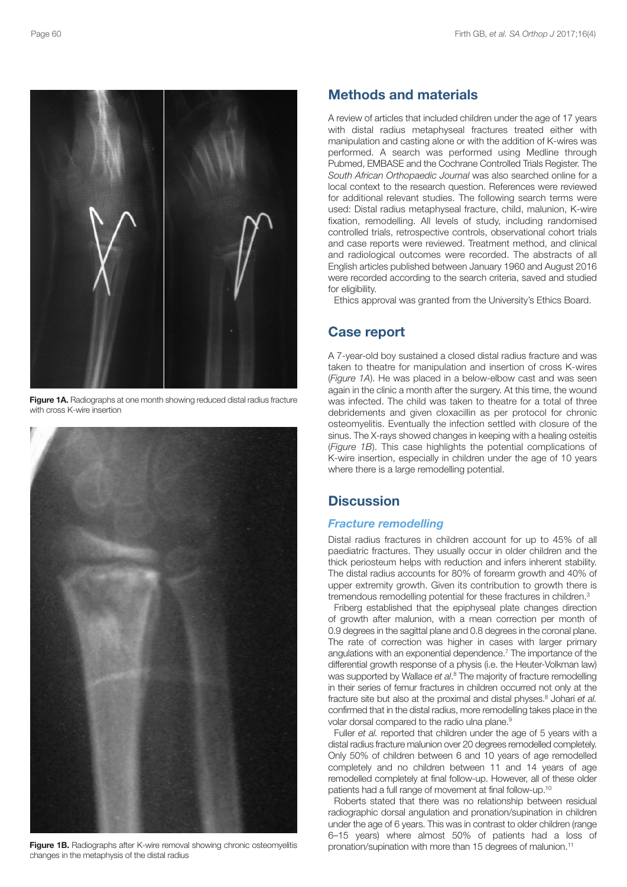Figure 1A. Radiographs at one month showing reduced distal radius fracture with cross K-wire insertion

Figure 1B. Radiographs after K-wire removal showing chronic osteomyelitis changes in the metaphysis of the distal radius

## Methods and materials

A review of articles that included children under the age of 17 years with distal radius metaphyseal fractures treated either with manipulation and casting alone or with the addition of K-wires was performed. A search was performed using Medline through Pubmed, EMBASE and the Cochrane Controlled Trials Register. The *South African Orthopaedic Journal* was also searched online for a local context to the research question. References were reviewed for additional relevant studies. The following search terms were used: Distal radius metaphyseal fracture, child, malunion, K-wire fixation, remodelling. All levels of study, including randomised controlled trials, retrospective controls, observational cohort trials and case reports were reviewed. Treatment method, and clinical and radiological outcomes were recorded. The abstracts of all English articles published between January 1960 and August 2016 were recorded according to the search criteria, saved and studied for eligibility.

Ethics approval was granted from the University's Ethics Board.

## Case report

A 7-year-old boy sustained a closed distal radius fracture and was taken to theatre for manipulation and insertion of cross K-wires (*Figure 1A*). He was placed in a below-elbow cast and was seen again in the clinic a month after the surgery. At this time, the wound was infected. The child was taken to theatre for a total of three debridements and given cloxacillin as per protocol for chronic osteomyelitis. Eventually the infection settled with closure of the sinus. The X-rays showed changes in keeping with a healing osteitis (*Figure 1B*). This case highlights the potential complications of K-wire insertion, especially in children under the age of 10 years where there is a large remodelling potential.

## Discussion

### *Fracture remodelling*

Distal radius fractures in children account for up to 45% of all paediatric fractures. They usually occur in older children and the thick periosteum helps with reduction and infers inherent stability. The distal radius accounts for 80% of forearm growth and 40% of upper extremity growth. Given its contribution to growth there is tremendous remodelling potential for these fractures in children.[3]

Friberg established that the epiphyseal plate changes direction of growth after malunion, with a mean correction per month of 0.9 degrees in the sagittal plane and 0.8 degrees in the coronal plane. The rate of correction was higher in cases with larger primary angulations with an exponential dependence.[7] The importance of the differential growth response of a physis (i.e. the Heuter-Volkman law) was supported by Wallace *et al*.[8] The majority of fracture remodelling in their series of femur fractures in children occurred not only at the fracture site but also at the proximal and distal physes.[8] Johari *et al.* confirmed that in the distal radius, more remodelling takes place in the volar dorsal compared to the radio ulna plane.[9]

Fuller *et al.* reported that children under the age of 5 years with a distal radius fracture malunion over 20 degrees remodelled completely. Only 50% of children between 6 and 10 years of age remodelled completely and no children between 11 and 14 years of age remodelled completely at final follow-up. However, all of these older patients had a full range of movement at final follow-up.[10]

Roberts stated that there was no relationship between residual radiographic dorsal angulation and pronation/supination in children under the age of 6 years. This was in contrast to older children (range 6–15 years) where almost 50% of patients had a loss of pronation/supination with more than 15 degrees of malunion.[11]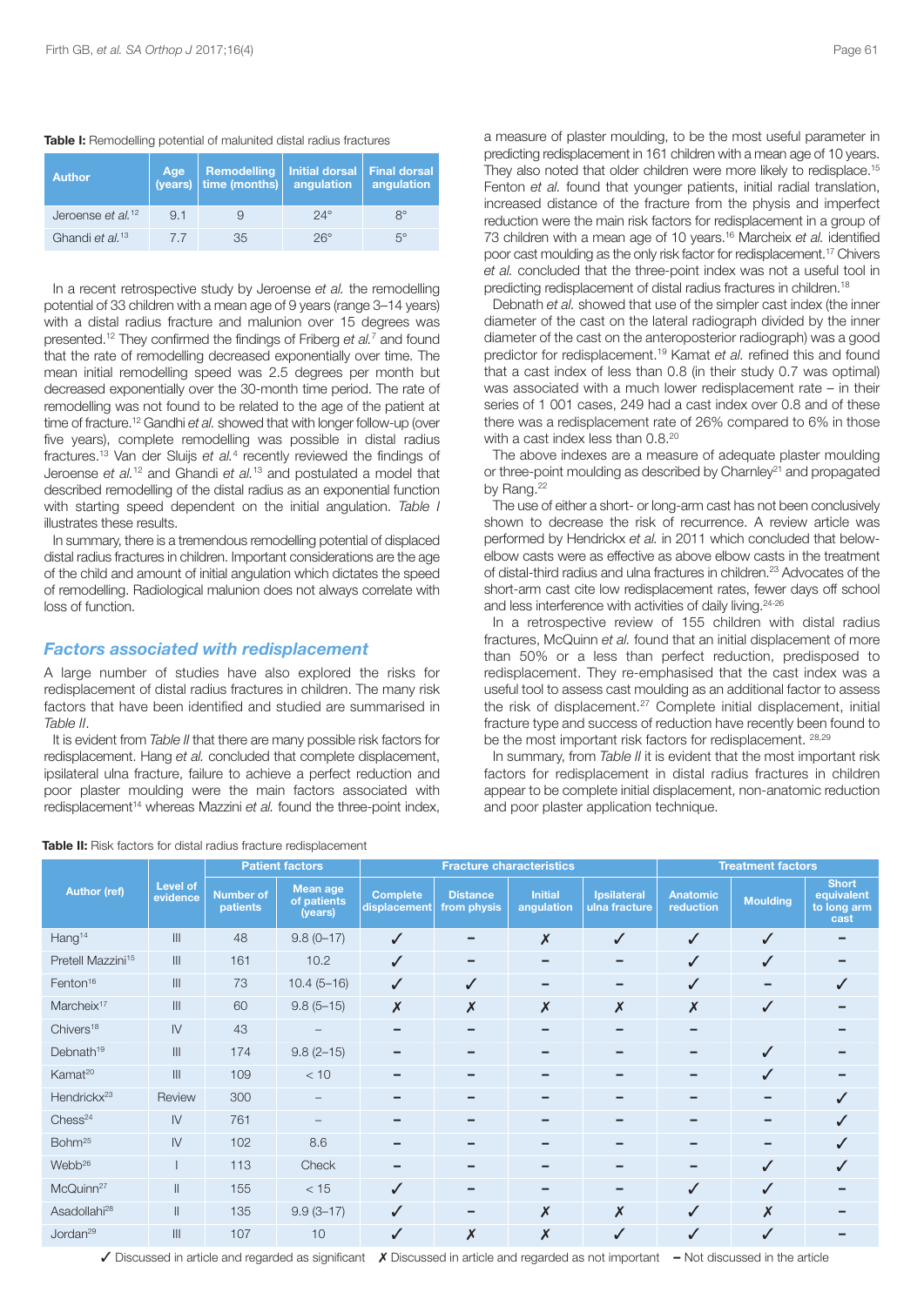**Table I:** Remodelling potential of malunited distal radius fractures

| Author | Age (years) | Remodelling time (months) | Initial dorsal angulation | Final dorsal angulation |
|---|---|---|---|---|
| Jeroense *et al.*[12] | 9.1 | 9 | 24° | 8° |
| Ghandi *et al.*[13] | 7.7 | 35 | 26° | 5° |

In a recent retrospective study by Jeroense *et al.* the remodelling potential of 33 children with a mean age of 9 years (range 3–14 years) with a distal radius fracture and malunion over 15 degrees was presented.[12] They confirmed the findings of Friberg *et al.*[7] and found that the rate of remodelling decreased exponentially over time. The mean initial remodelling speed was 2.5 degrees per month but decreased exponentially over the 30-month time period. The rate of remodelling was not found to be related to the age of the patient at time of fracture.[12] Gandhi *et al.* showed that with longer follow-up (over five years), complete remodelling was possible in distal radius fractures.[13] Van der Sluijs *et al.*[4] recently reviewed the findings of Jeroense *et al.*[12] and Ghandi *et al.*[13] and postulated a model that described remodelling of the distal radius as an exponential function with starting speed dependent on the initial angulation. *Table I* illustrates these results.

In summary, there is a tremendous remodelling potential of displaced distal radius fractures in children. Important considerations are the age of the child and amount of initial angulation which dictates the speed of remodelling. Radiological malunion does not always correlate with loss of function.

## Factors associated with redisplacement

A large number of studies have also explored the risks for redisplacement of distal radius fractures in children. The many risk factors that have been identified and studied are summarised in *Table II*.

It is evident from *Table II* that there are many possible risk factors for redisplacement. Hang *et al.* concluded that complete displacement, ipsilateral ulna fracture, failure to achieve a perfect reduction and poor plaster moulding were the main factors associated with redisplacement[14] whereas Mazzini *et al.* found the three-point index, a measure of plaster moulding, to be the most useful parameter in predicting redisplacement in 161 children with a mean age of 10 years. They also noted that older children were more likely to redisplace.[15] Fenton *et al.* found that younger patients, initial radial translation, increased distance of the fracture from the physis and imperfect reduction were the main risk factors for redisplacement in a group of 73 children with a mean age of 10 years.[16] Marcheix *et al.* identified poor cast moulding as the only risk factor for redisplacement.[17] Chivers *et al.* concluded that the three-point index was not a useful tool in predicting redisplacement of distal radius fractures in children.[18]

Debnath *et al.* showed that use of the simpler cast index (the inner diameter of the cast on the lateral radiograph divided by the inner diameter of the cast on the anteroposterior radiograph) was a good predictor for redisplacement.[19] Kamat *et al.* refined this and found that a cast index of less than 0.8 (in their study 0.7 was optimal) was associated with a much lower redisplacement rate – in their series of 1 001 cases, 249 had a cast index over 0.8 and of these there was a redisplacement rate of 26% compared to 6% in those with a cast index less than 0.8.[20]

The above indexes are a measure of adequate plaster moulding or three-point moulding as described by Charnley[21] and propagated by Rang.[22]

The use of either a short- or long-arm cast has not been conclusively shown to decrease the risk of recurrence. A review article was performed by Hendrickx *et al.* in 2011 which concluded that below-elbow casts were as effective as above elbow casts in the treatment of distal-third radius and ulna fractures in children.[23] Advocates of the short-arm cast cite low redisplacement rates, fewer days off school and less interference with activities of daily living.[24-26]

In a retrospective review of 155 children with distal radius fractures, McQuinn *et al.* found that an initial displacement of more than 50% or a less than perfect reduction, predisposed to redisplacement. They re-emphasised that the cast index was a useful tool to assess cast moulding as an additional factor to assess the risk of displacement.[27] Complete initial displacement, initial fracture type and success of reduction have recently been found to be the most important risk factors for redisplacement.[28,29]

In summary, from *Table II* it is evident that the most important risk factors for redisplacement in distal radius fractures in children appear to be complete initial displacement, non-anatomic reduction and poor plaster application technique.

**Table II:** Risk factors for distal radius fracture redisplacement

| Author (ref) | Level of evidence | Patient factors | | Fracture characteristics | | | | Treatment factors | | |
|---|---|---|---|---|---|---|---|---|---|---|
| | | Number of patients | Mean age of patients (years) | Complete displacement | Distance from physis | Initial angulation | Ipsilateral ulna fracture | Anatomic reduction | Moulding | Short equivalent to long arm cast |
| Hang[14] | III | 48 | 9.8 (0–17) | ✓ | – | ✗ | ✓ | ✓ | ✓ | – |
| Pretell Mazzini[15] | III | 161 | 10.2 | ✓ | – | – | – | ✓ | ✓ | – |
| Fenton[16] | III | 73 | 10.4 (5–16) | ✓ | ✓ | – | – | ✓ | – | ✓ |
| Marcheix[17] | III | 60 | 9.8 (5–15) | ✗ | ✗ | ✗ | ✗ | ✗ | ✓ | – |
| Chivers[18] | IV | 43 | – | – | – | – | – | – | | – |
| Debnath[19] | III | 174 | 9.8 (2–15) | – | – | – | – | – | ✓ | – |
| Kamat[20] | III | 109 | < 10 | – | – | – | – | – | ✓ | – |
| Hendrickx[23] | Review | 300 | – | – | – | – | – | – | – | ✓ |
| Chess[24] | IV | 761 | – | – | – | – | – | – | – | ✓ |
| Bohm[25] | IV | 102 | 8.6 | – | – | – | – | – | – | ✓ |
| Webb[26] | I | 113 | Check | – | – | – | – | – | ✓ | ✓ |
| McQuinn[27] | II | 155 | < 15 | ✓ | – | – | – | ✓ | ✓ | – |
| Asadollahi[28] | II | 135 | 9.9 (3–17) | ✓ | – | ✗ | ✗ | ✓ | ✗ | – |
| Jordan[29] | III | 107 | 10 | ✓ | ✗ | ✗ | ✓ | ✓ | ✓ | – |

✓ Discussed in article and regarded as significant ✗ Discussed in article and regarded as not important – Not discussed in the article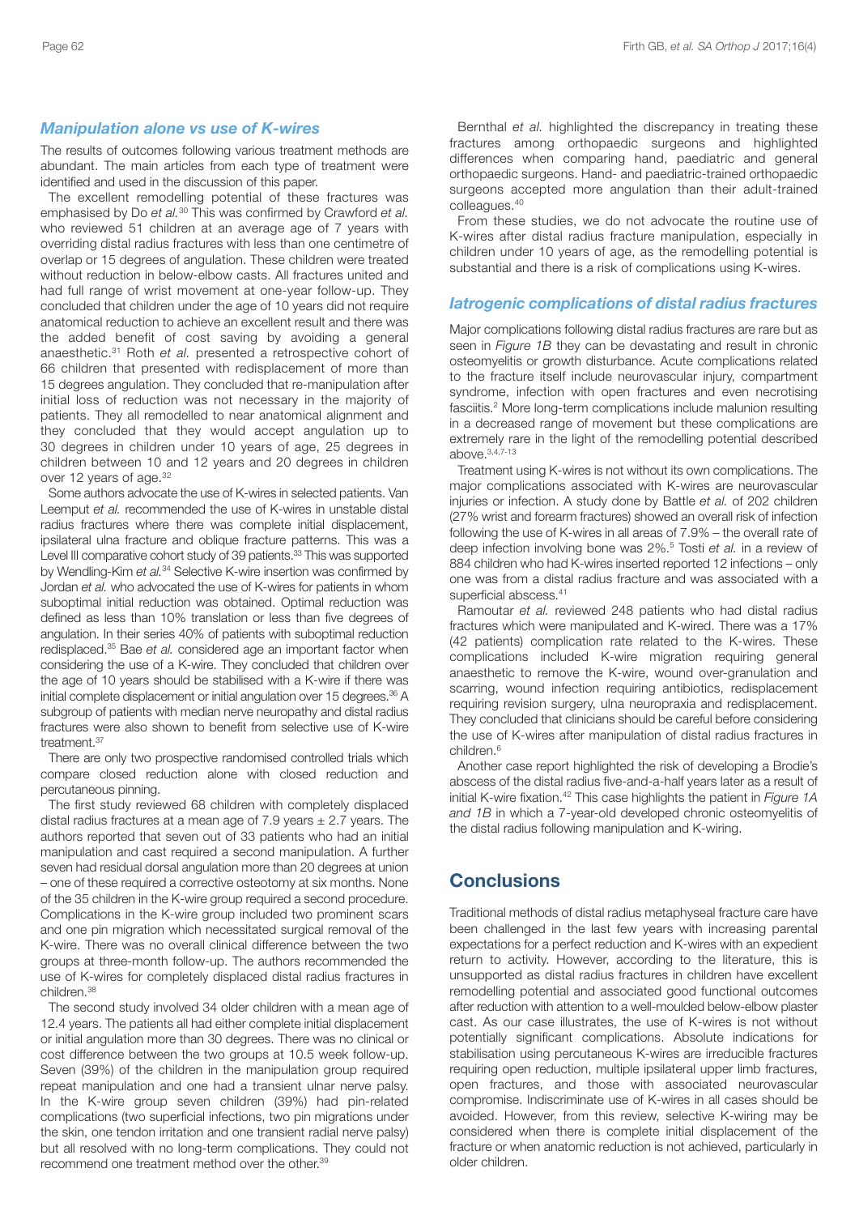### *Manipulation alone vs use of K-wires*

The results of outcomes following various treatment methods are abundant. The main articles from each type of treatment were identified and used in the discussion of this paper.

The excellent remodelling potential of these fractures was emphasised by Do *et al.*[30] This was confirmed by Crawford *et al.* who reviewed 51 children at an average age of 7 years with overriding distal radius fractures with less than one centimetre of overlap or 15 degrees of angulation. These children were treated without reduction in below-elbow casts. All fractures united and had full range of wrist movement at one-year follow-up. They concluded that children under the age of 10 years did not require anatomical reduction to achieve an excellent result and there was the added benefit of cost saving by avoiding a general anaesthetic.[31] Roth *et al.* presented a retrospective cohort of 66 children that presented with redisplacement of more than 15 degrees angulation. They concluded that re-manipulation after initial loss of reduction was not necessary in the majority of patients. They all remodelled to near anatomical alignment and they concluded that they would accept angulation up to 30 degrees in children under 10 years of age, 25 degrees in children between 10 and 12 years and 20 degrees in children over 12 years of age.[32]

Some authors advocate the use of K-wires in selected patients. Van Leemput *et al.* recommended the use of K-wires in unstable distal radius fractures where there was complete initial displacement, ipsilateral ulna fracture and oblique fracture patterns. This was a Level III comparative cohort study of 39 patients.[33] This was supported by Wendling-Kim *et al.*[34] Selective K-wire insertion was confirmed by Jordan *et al.* who advocated the use of K-wires for patients in whom suboptimal initial reduction was obtained. Optimal reduction was defined as less than 10% translation or less than five degrees of angulation. In their series 40% of patients with suboptimal reduction redisplaced.[35] Bae *et al.* considered age an important factor when considering the use of a K-wire. They concluded that children over the age of 10 years should be stabilised with a K-wire if there was initial complete displacement or initial angulation over 15 degrees.[36] A subgroup of patients with median nerve neuropathy and distal radius fractures were also shown to benefit from selective use of K-wire treatment.[37]

There are only two prospective randomised controlled trials which compare closed reduction alone with closed reduction and percutaneous pinning.

The first study reviewed 68 children with completely displaced distal radius fractures at a mean age of 7.9 years ± 2.7 years. The authors reported that seven out of 33 patients who had an initial manipulation and cast required a second manipulation. A further seven had residual dorsal angulation more than 20 degrees at union – one of these required a corrective osteotomy at six months. None of the 35 children in the K-wire group required a second procedure. Complications in the K-wire group included two prominent scars and one pin migration which necessitated surgical removal of the K-wire. There was no overall clinical difference between the two groups at three-month follow-up. The authors recommended the use of K-wires for completely displaced distal radius fractures in children.[38]

The second study involved 34 older children with a mean age of 12.4 years. The patients all had either complete initial displacement or initial angulation more than 30 degrees. There was no clinical or cost difference between the two groups at 10.5 week follow-up. Seven (39%) of the children in the manipulation group required repeat manipulation and one had a transient ulnar nerve palsy. In the K-wire group seven children (39%) had pin-related complications (two superficial infections, two pin migrations under the skin, one tendon irritation and one transient radial nerve palsy) but all resolved with no long-term complications. They could not recommend one treatment method over the other.[39]

Bernthal *et al.* highlighted the discrepancy in treating these fractures among orthopaedic surgeons and highlighted differences when comparing hand, paediatric and general orthopaedic surgeons. Hand- and paediatric-trained orthopaedic surgeons accepted more angulation than their adult-trained colleagues.[40]

From these studies, we do not advocate the routine use of K-wires after distal radius fracture manipulation, especially in children under 10 years of age, as the remodelling potential is substantial and there is a risk of complications using K-wires.

### *Iatrogenic complications of distal radius fractures*

Major complications following distal radius fractures are rare but as seen in *Figure 1B* they can be devastating and result in chronic osteomyelitis or growth disturbance. Acute complications related to the fracture itself include neurovascular injury, compartment syndrome, infection with open fractures and even necrotising fasciitis.[2] More long-term complications include malunion resulting in a decreased range of movement but these complications are extremely rare in the light of the remodelling potential described above.[3,4,7-13]

Treatment using K-wires is not without its own complications. The major complications associated with K-wires are neurovascular injuries or infection. A study done by Battle *et al.* of 202 children (27% wrist and forearm fractures) showed an overall risk of infection following the use of K-wires in all areas of 7.9% – the overall rate of deep infection involving bone was 2%.[5] Tosti *et al.* in a review of 884 children who had K-wires inserted reported 12 infections – only one was from a distal radius fracture and was associated with a superficial abscess.[41]

Ramoutar *et al.* reviewed 248 patients who had distal radius fractures which were manipulated and K-wired. There was a 17% (42 patients) complication rate related to the K-wires. These complications included K-wire migration requiring general anaesthetic to remove the K-wire, wound over-granulation and scarring, wound infection requiring antibiotics, redisplacement requiring revision surgery, ulna neuropraxia and redisplacement. They concluded that clinicians should be careful before considering the use of K-wires after manipulation of distal radius fractures in children.[6]

Another case report highlighted the risk of developing a Brodie's abscess of the distal radius five-and-a-half years later as a result of initial K-wire fixation.[42] This case highlights the patient in *Figure 1A and 1B* in which a 7-year-old developed chronic osteomyelitis of the distal radius following manipulation and K-wiring.

## Conclusions

Traditional methods of distal radius metaphyseal fracture care have been challenged in the last few years with increasing parental expectations for a perfect reduction and K-wires with an expedient return to activity. However, according to the literature, this is unsupported as distal radius fractures in children have excellent remodelling potential and associated good functional outcomes after reduction with attention to a well-moulded below-elbow plaster cast. As our case illustrates, the use of K-wires is not without potentially significant complications. Absolute indications for stabilisation using percutaneous K-wires are irreducible fractures requiring open reduction, multiple ipsilateral upper limb fractures, open fractures, and those with associated neurovascular compromise. Indiscriminate use of K-wires in all cases should be avoided. However, from this review, selective K-wiring may be considered when there is complete initial displacement of the fracture or when anatomic reduction is not achieved, particularly in older children.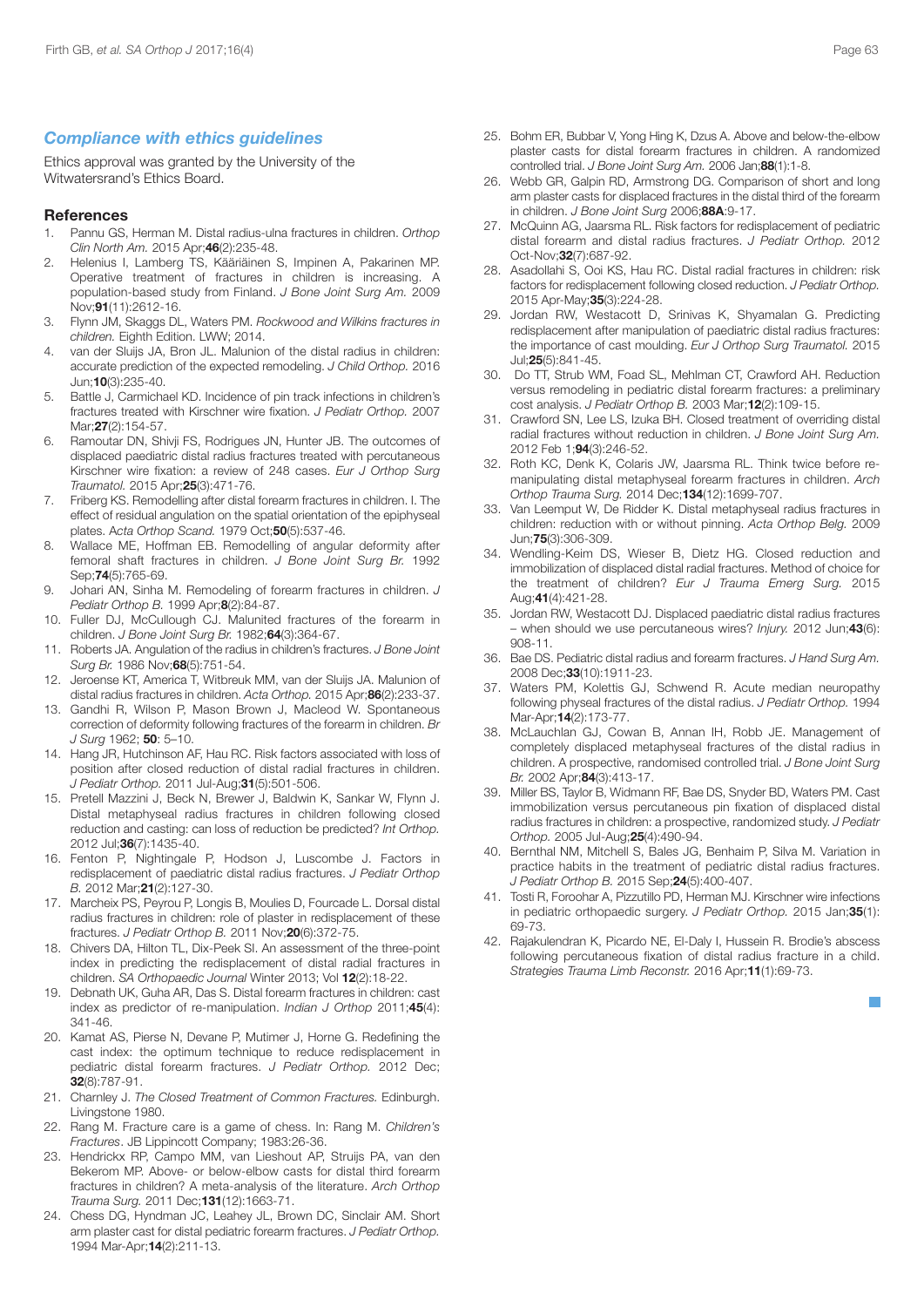## Compliance with ethics guidelines

Ethics approval was granted by the University of the Witwatersrand's Ethics Board.

## References

1. Pannu GS, Herman M. Distal radius-ulna fractures in children. *Orthop Clin North Am.* 2015 Apr;**46**(2):235-48.
2. Helenius I, Lamberg TS, Kääriäinen S, Impinen A, Pakarinen MP. Operative treatment of fractures in children is increasing. A population-based study from Finland. *J Bone Joint Surg Am.* 2009 Nov;**91**(11):2612-16.
3. Flynn JM, Skaggs DL, Waters PM. *Rockwood and Wilkins fractures in children.* Eighth Edition. LWW; 2014.
4. van der Sluijs JA, Bron JL. Malunion of the distal radius in children: accurate prediction of the expected remodeling. *J Child Orthop.* 2016 Jun;**10**(3):235-40.
5. Battle J, Carmichael KD. Incidence of pin track infections in children's fractures treated with Kirschner wire fixation. *J Pediatr Orthop.* 2007 Mar;**27**(2):154-57.
6. Ramoutar DN, Shivji FS, Rodrigues JN, Hunter JB. The outcomes of displaced paediatric distal radius fractures treated with percutaneous Kirschner wire fixation: a review of 248 cases. *Eur J Orthop Surg Traumatol.* 2015 Apr;**25**(3):471-76.
7. Friberg KS. Remodelling after distal forearm fractures in children. I. The effect of residual angulation on the spatial orientation of the epiphyseal plates. *Acta Orthop Scand.* 1979 Oct;**50**(5):537-46.
8. Wallace ME, Hoffman EB. Remodelling of angular deformity after femoral shaft fractures in children. *J Bone Joint Surg Br.* 1992 Sep;**74**(5):765-69.
9. Johari AN, Sinha M. Remodeling of forearm fractures in children. *J Pediatr Orthop B.* 1999 Apr;**8**(2):84-87.
10. Fuller DJ, McCullough CJ. Malunited fractures of the forearm in children. *J Bone Joint Surg Br.* 1982;**64**(3):364-67.
11. Roberts JA. Angulation of the radius in children's fractures. *J Bone Joint Surg Br.* 1986 Nov;**68**(5):751-54.
12. Jeroense KT, America T, Witbreuk MM, van der Sluijs JA. Malunion of distal radius fractures in children. *Acta Orthop.* 2015 Apr;**86**(2):233-37.
13. Gandhi R, Wilson P, Mason Brown J, Macleod W. Spontaneous correction of deformity following fractures of the forearm in children. *Br J Surg* 1962; **50**: 5–10.
14. Hang JR, Hutchinson AF, Hau RC. Risk factors associated with loss of position after closed reduction of distal radial fractures in children. *J Pediatr Orthop.* 2011 Jul-Aug;**31**(5):501-506.
15. Pretell Mazzini J, Beck N, Brewer J, Baldwin K, Sankar W, Flynn J. Distal metaphyseal radius fractures in children following closed reduction and casting: can loss of reduction be predicted? *Int Orthop.* 2012 Jul;**36**(7):1435-40.
16. Fenton P, Nightingale P, Hodson J, Luscombe J. Factors in redisplacement of paediatric distal radius fractures. *J Pediatr Orthop B.* 2012 Mar;**21**(2):127-30.
17. Marcheix PS, Peyrou P, Longis B, Moulies D, Fourcade L. Dorsal distal radius fractures in children: role of plaster in redisplacement of these fractures. *J Pediatr Orthop B.* 2011 Nov;**20**(6):372-75.
18. Chivers DA, Hilton TL, Dix-Peek SI. An assessment of the three-point index in predicting the redisplacement of distal radial fractures in children. *SA Orthopaedic Journal* Winter 2013; Vol **12**(2):18-22.
19. Debnath UK, Guha AR, Das S. Distal forearm fractures in children: cast index as predictor of re-manipulation. *Indian J Orthop* 2011;**45**(4): 341-46.
20. Kamat AS, Pierse N, Devane P, Mutimer J, Horne G. Redefining the cast index: the optimum technique to reduce redisplacement in pediatric distal forearm fractures. *J Pediatr Orthop.* 2012 Dec; **32**(8):787-91.
21. Charnley J. *The Closed Treatment of Common Fractures.* Edinburgh. Livingstone 1980.
22. Rang M. Fracture care is a game of chess. In: Rang M. *Children's Fractures*. JB Lippincott Company; 1983:26-36.
23. Hendrickx RP, Campo MM, van Lieshout AP, Struijs PA, van den Bekerom MP. Above- or below-elbow casts for distal third forearm fractures in children? A meta-analysis of the literature. *Arch Orthop Trauma Surg.* 2011 Dec;**131**(12):1663-71.
24. Chess DG, Hyndman JC, Leahey JL, Brown DC, Sinclair AM. Short arm plaster cast for distal pediatric forearm fractures. *J Pediatr Orthop.* 1994 Mar-Apr;**14**(2):211-13.
25. Bohm ER, Bubbar V, Yong Hing K, Dzus A. Above and below-the-elbow plaster casts for distal forearm fractures in children. A randomized controlled trial. *J Bone Joint Surg Am.* 2006 Jan;**88**(1):1-8.
26. Webb GR, Galpin RD, Armstrong DG. Comparison of short and long arm plaster casts for displaced fractures in the distal third of the forearm in children. *J Bone Joint Surg* 2006;**88A**:9-17.
27. McQuinn AG, Jaarsma RL. Risk factors for redisplacement of pediatric distal forearm and distal radius fractures. *J Pediatr Orthop.* 2012 Oct-Nov;**32**(7):687-92.
28. Asadollahi S, Ooi KS, Hau RC. Distal radial fractures in children: risk factors for redisplacement following closed reduction. *J Pediatr Orthop.* 2015 Apr-May;**35**(3):224-28.
29. Jordan RW, Westacott D, Srinivas K, Shyamalan G. Predicting redisplacement after manipulation of paediatric distal radius fractures: the importance of cast moulding. *Eur J Orthop Surg Traumatol.* 2015 Jul;**25**(5):841-45.
30. Do TT, Strub WM, Foad SL, Mehlman CT, Crawford AH. Reduction versus remodeling in pediatric distal forearm fractures: a preliminary cost analysis. *J Pediatr Orthop B.* 2003 Mar;**12**(2):109-15.
31. Crawford SN, Lee LS, Izuka BH. Closed treatment of overriding distal radial fractures without reduction in children. *J Bone Joint Surg Am.* 2012 Feb 1;**94**(3):246-52.
32. Roth KC, Denk K, Colaris JW, Jaarsma RL. Think twice before re-manipulating distal metaphyseal forearm fractures in children. *Arch Orthop Trauma Surg.* 2014 Dec;**134**(12):1699-707.
33. Van Leemput W, De Ridder K. Distal metaphyseal radius fractures in children: reduction with or without pinning. *Acta Orthop Belg.* 2009 Jun;**75**(3):306-309.
34. Wendling-Keim DS, Wieser B, Dietz HG. Closed reduction and immobilization of displaced distal radial fractures. Method of choice for the treatment of children? *Eur J Trauma Emerg Surg.* 2015 Aug;**41**(4):421-28.
35. Jordan RW, Westacott DJ. Displaced paediatric distal radius fractures – when should we use percutaneous wires? *Injury.* 2012 Jun;**43**(6): 908-11.
36. Bae DS. Pediatric distal radius and forearm fractures. *J Hand Surg Am.* 2008 Dec;**33**(10):1911-23.
37. Waters PM, Kolettis GJ, Schwend R. Acute median neuropathy following physeal fractures of the distal radius. *J Pediatr Orthop.* 1994 Mar-Apr;**14**(2):173-77.
38. McLauchlan GJ, Cowan B, Annan IH, Robb JE. Management of completely displaced metaphyseal fractures of the distal radius in children. A prospective, randomised controlled trial. *J Bone Joint Surg Br.* 2002 Apr;**84**(3):413-17.
39. Miller BS, Taylor B, Widmann RF, Bae DS, Snyder BD, Waters PM. Cast immobilization versus percutaneous pin fixation of displaced distal radius fractures in children: a prospective, randomized study. *J Pediatr Orthop.* 2005 Jul-Aug;**25**(4):490-94.
40. Bernthal NM, Mitchell S, Bales JG, Benhaim P, Silva M. Variation in practice habits in the treatment of pediatric distal radius fractures. *J Pediatr Orthop B.* 2015 Sep;**24**(5):400-407.
41. Tosti R, Foroohar A, Pizzutillo PD, Herman MJ. Kirschner wire infections in pediatric orthopaedic surgery. *J Pediatr Orthop.* 2015 Jan;**35**(1): 69-73.
42. Rajakulendran K, Picardo NE, El-Daly I, Hussein R. Brodie's abscess following percutaneous fixation of distal radius fracture in a child. *Strategies Trauma Limb Reconstr.* 2016 Apr;**11**(1):69-73.